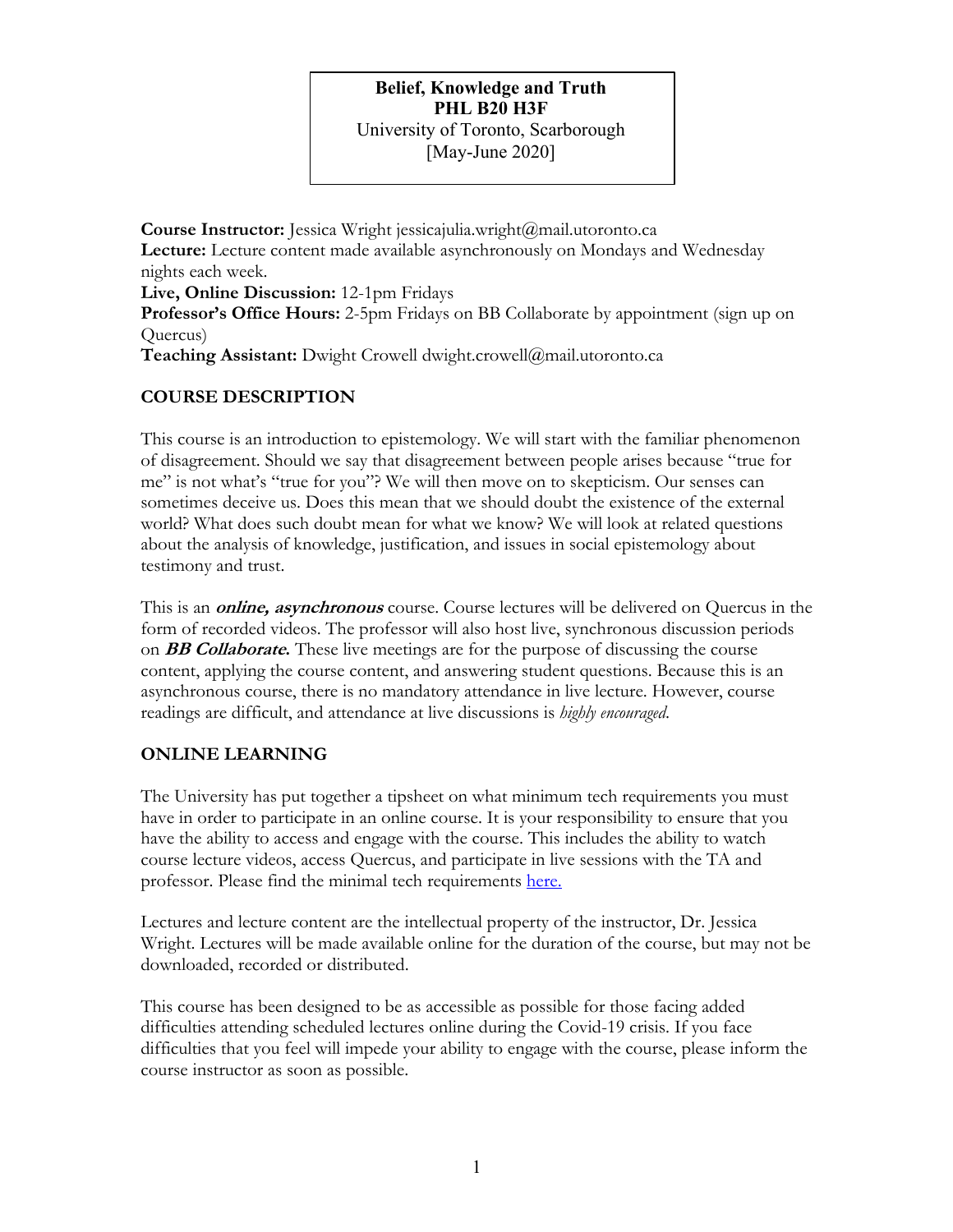**Belief, Knowledge and Truth**
**PHL B20 H3F**
University of Toronto, Scarborough
[May-June 2020]

**Course Instructor:** Jessica Wright jessicajulia.wright@mail.utoronto.ca
**Lecture:** Lecture content made available asynchronously on Mondays and Wednesday nights each week.
**Live, Online Discussion:** 12-1pm Fridays
**Professor's Office Hours:** 2-5pm Fridays on BB Collaborate by appointment (sign up on Quercus)
**Teaching Assistant:** Dwight Crowell dwight.crowell@mail.utoronto.ca

## COURSE DESCRIPTION

This course is an introduction to epistemology. We will start with the familiar phenomenon of disagreement. Should we say that disagreement between people arises because "true for me" is not what's "true for you"? We will then move on to skepticism. Our senses can sometimes deceive us. Does this mean that we should doubt the existence of the external world? What does such doubt mean for what we know? We will look at related questions about the analysis of knowledge, justification, and issues in social epistemology about testimony and trust.

This is an ***online, asynchronous*** course. Course lectures will be delivered on Quercus in the form of recorded videos. The professor will also host live, synchronous discussion periods on ***BB Collaborate.*** These live meetings are for the purpose of discussing the course content, applying the course content, and answering student questions. Because this is an asynchronous course, there is no mandatory attendance in live lecture. However, course readings are difficult, and attendance at live discussions is *highly encouraged*.

## ONLINE LEARNING

The University has put together a tipsheet on what minimum tech requirements you must have in order to participate in an online course. It is your responsibility to ensure that you have the ability to access and engage with the course. This includes the ability to watch course lecture videos, access Quercus, and participate in live sessions with the TA and professor. Please find the minimal tech requirements here.

Lectures and lecture content are the intellectual property of the instructor, Dr. Jessica Wright. Lectures will be made available online for the duration of the course, but may not be downloaded, recorded or distributed.

This course has been designed to be as accessible as possible for those facing added difficulties attending scheduled lectures online during the Covid-19 crisis. If you face difficulties that you feel will impede your ability to engage with the course, please inform the course instructor as soon as possible.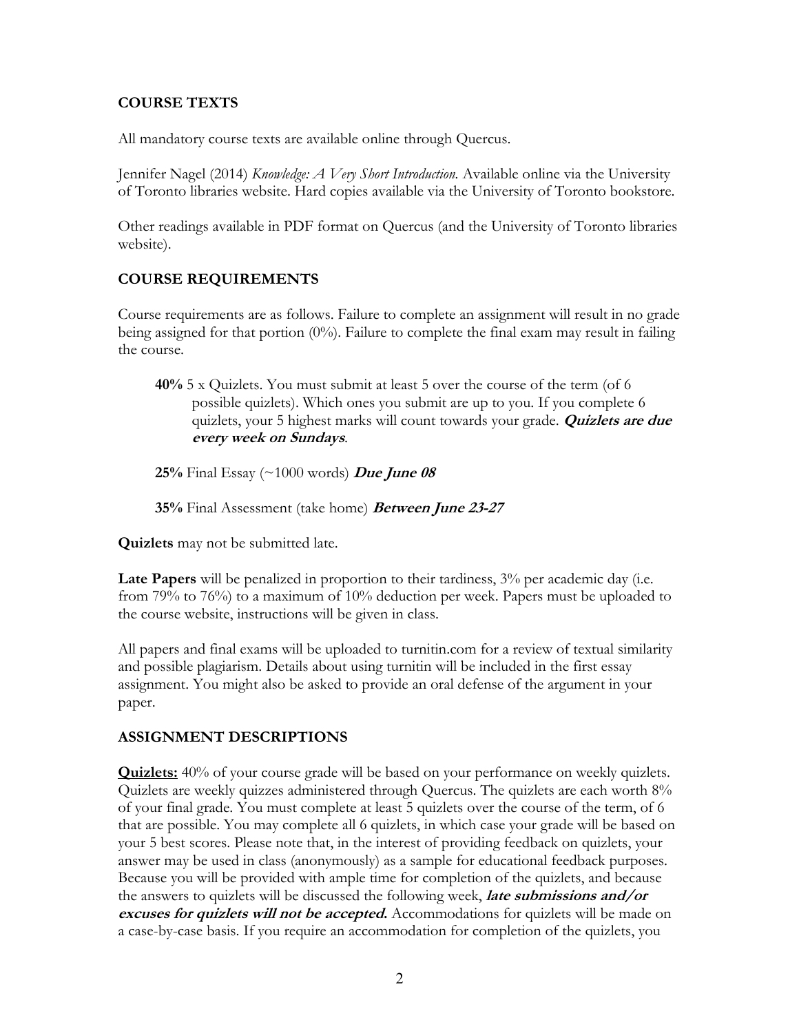## COURSE TEXTS

All mandatory course texts are available online through Quercus.

Jennifer Nagel (2014) *Knowledge: A Very Short Introduction.* Available online via the University of Toronto libraries website. Hard copies available via the University of Toronto bookstore.

Other readings available in PDF format on Quercus (and the University of Toronto libraries website).

## COURSE REQUIREMENTS

Course requirements are as follows. Failure to complete an assignment will result in no grade being assigned for that portion (0%). Failure to complete the final exam may result in failing the course.

> **40%** 5 x Quizlets. You must submit at least 5 over the course of the term (of 6 possible quizlets). Which ones you submit are up to you. If you complete 6 quizlets, your 5 highest marks will count towards your grade. ***Quizlets are due every week on Sundays***.
>
> **25%** Final Essay (~1000 words) ***Due June 08***
>
> **35%** Final Assessment (take home) ***Between June 23-27***

**Quizlets** may not be submitted late.

**Late Papers** will be penalized in proportion to their tardiness, 3% per academic day (i.e. from 79% to 76%) to a maximum of 10% deduction per week. Papers must be uploaded to the course website, instructions will be given in class.

All papers and final exams will be uploaded to turnitin.com for a review of textual similarity and possible plagiarism. Details about using turnitin will be included in the first essay assignment. You might also be asked to provide an oral defense of the argument in your paper.

## ASSIGNMENT DESCRIPTIONS

**<u>Quizlets:</u>** 40% of your course grade will be based on your performance on weekly quizlets. Quizlets are weekly quizzes administered through Quercus. The quizlets are each worth 8% of your final grade. You must complete at least 5 quizlets over the course of the term, of 6 that are possible. You may complete all 6 quizlets, in which case your grade will be based on your 5 best scores. Please note that, in the interest of providing feedback on quizlets, your answer may be used in class (anonymously) as a sample for educational feedback purposes. Because you will be provided with ample time for completion of the quizlets, and because the answers to quizlets will be discussed the following week, ***late submissions and/or excuses for quizlets will not be accepted.*** Accommodations for quizlets will be made on a case-by-case basis. If you require an accommodation for completion of the quizlets, you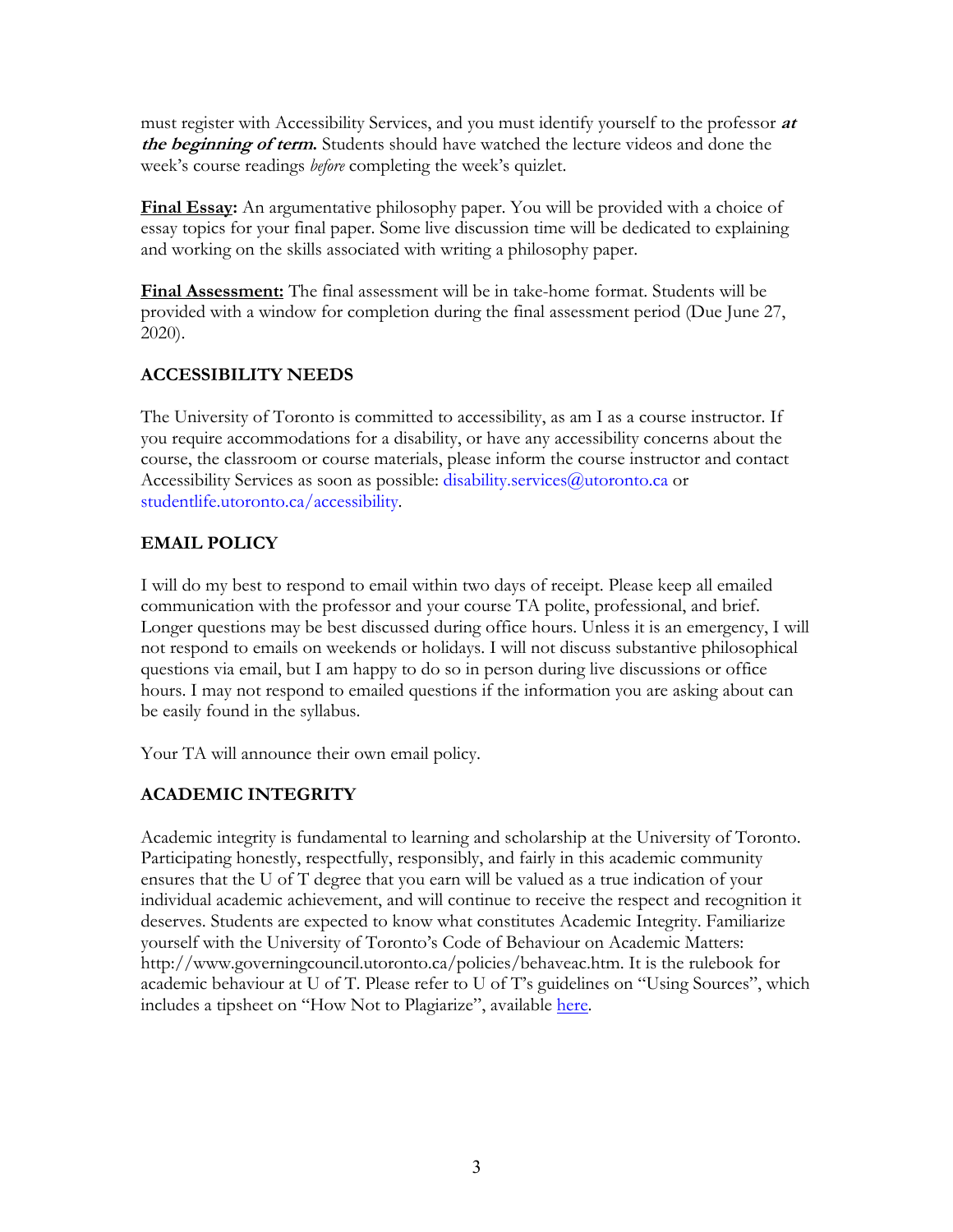must register with Accessibility Services, and you must identify yourself to the professor ***at the beginning of term.*** Students should have watched the lecture videos and done the week's course readings *before* completing the week's quizlet.

**Final Essay:** An argumentative philosophy paper. You will be provided with a choice of essay topics for your final paper. Some live discussion time will be dedicated to explaining and working on the skills associated with writing a philosophy paper.

**Final Assessment:** The final assessment will be in take-home format. Students will be provided with a window for completion during the final assessment period (Due June 27, 2020).

## ACCESSIBILITY NEEDS

The University of Toronto is committed to accessibility, as am I as a course instructor. If you require accommodations for a disability, or have any accessibility concerns about the course, the classroom or course materials, please inform the course instructor and contact Accessibility Services as soon as possible: disability.services@utoronto.ca or studentlife.utoronto.ca/accessibility.

## EMAIL POLICY

I will do my best to respond to email within two days of receipt. Please keep all emailed communication with the professor and your course TA polite, professional, and brief. Longer questions may be best discussed during office hours. Unless it is an emergency, I will not respond to emails on weekends or holidays. I will not discuss substantive philosophical questions via email, but I am happy to do so in person during live discussions or office hours. I may not respond to emailed questions if the information you are asking about can be easily found in the syllabus.

Your TA will announce their own email policy.

## ACADEMIC INTEGRITY

Academic integrity is fundamental to learning and scholarship at the University of Toronto. Participating honestly, respectfully, responsibly, and fairly in this academic community ensures that the U of T degree that you earn will be valued as a true indication of your individual academic achievement, and will continue to receive the respect and recognition it deserves. Students are expected to know what constitutes Academic Integrity. Familiarize yourself with the University of Toronto's Code of Behaviour on Academic Matters: http://www.governingcouncil.utoronto.ca/policies/behaveac.htm. It is the rulebook for academic behaviour at U of T. Please refer to U of T's guidelines on "Using Sources", which includes a tipsheet on "How Not to Plagiarize", available here.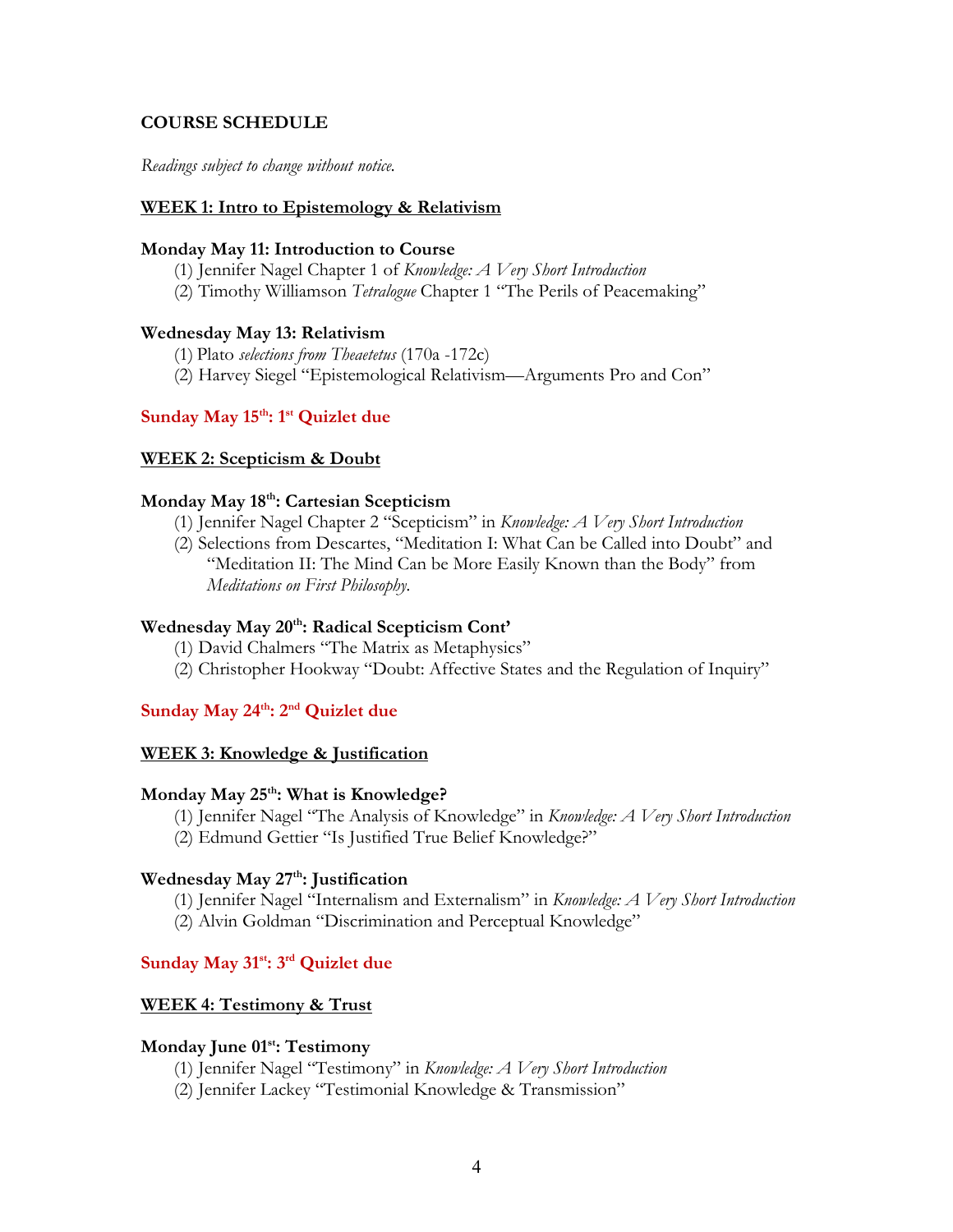**COURSE SCHEDULE**

*Readings subject to change without notice.*

**WEEK 1: Intro to Epistemology & Relativism**

**Monday May 11: Introduction to Course**

(1) Jennifer Nagel Chapter 1 of *Knowledge: A Very Short Introduction*
(2) Timothy Williamson *Tetralogue* Chapter 1 "The Perils of Peacemaking"

**Wednesday May 13: Relativism**

(1) Plato *selections from Theaetetus* (170a -172c)
(2) Harvey Siegel "Epistemological Relativism—Arguments Pro and Con"

**Sunday May 15th: 1st Quizlet due**

**WEEK 2: Scepticism & Doubt**

**Monday May 18th: Cartesian Scepticism**

(1) Jennifer Nagel Chapter 2 "Scepticism" in *Knowledge: A Very Short Introduction*
(2) Selections from Descartes, "Meditation I: What Can be Called into Doubt" and "Meditation II: The Mind Can be More Easily Known than the Body" from *Meditations on First Philosophy*.

**Wednesday May 20th: Radical Scepticism Cont'**

(1) David Chalmers "The Matrix as Metaphysics"
(2) Christopher Hookway "Doubt: Affective States and the Regulation of Inquiry"

**Sunday May 24th: 2nd Quizlet due**

**WEEK 3: Knowledge & Justification**

**Monday May 25th: What is Knowledge?**

(1) Jennifer Nagel "The Analysis of Knowledge" in *Knowledge: A Very Short Introduction*
(2) Edmund Gettier "Is Justified True Belief Knowledge?"

**Wednesday May 27th: Justification**

(1) Jennifer Nagel "Internalism and Externalism" in *Knowledge: A Very Short Introduction*
(2) Alvin Goldman "Discrimination and Perceptual Knowledge"

**Sunday May 31st: 3rd Quizlet due**

**WEEK 4: Testimony & Trust**

**Monday June 01st: Testimony**

(1) Jennifer Nagel "Testimony" in *Knowledge: A Very Short Introduction*
(2) Jennifer Lackey "Testimonial Knowledge & Transmission"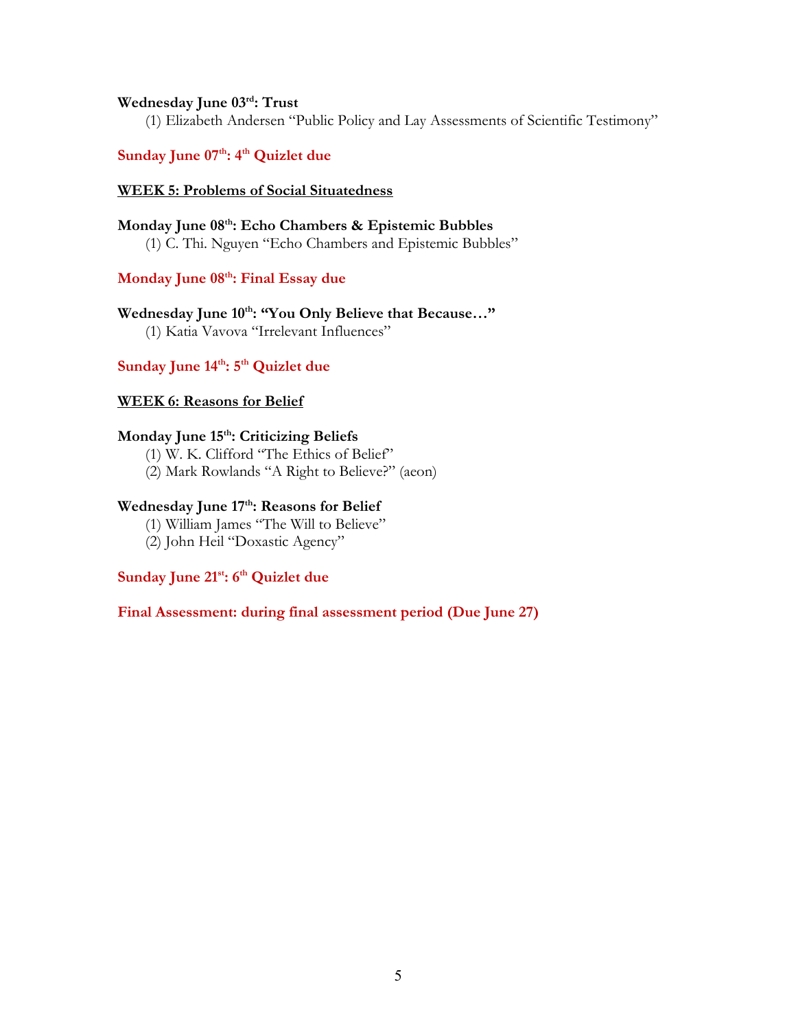**Wednesday June 03rd: Trust**

(1) Elizabeth Andersen "Public Policy and Lay Assessments of Scientific Testimony"

**Sunday June 07th: 4th Quizlet due**

**WEEK 5: Problems of Social Situatedness**

**Monday June 08th: Echo Chambers & Epistemic Bubbles**

(1) C. Thi. Nguyen "Echo Chambers and Epistemic Bubbles"

**Monday June 08th: Final Essay due**

**Wednesday June 10th: "You Only Believe that Because…"**

(1) Katia Vavova "Irrelevant Influences"

**Sunday June 14th: 5th Quizlet due**

**WEEK 6: Reasons for Belief**

**Monday June 15th: Criticizing Beliefs**

(1) W. K. Clifford "The Ethics of Belief"
(2) Mark Rowlands "A Right to Believe?" (aeon)

**Wednesday June 17th: Reasons for Belief**

(1) William James "The Will to Believe"
(2) John Heil "Doxastic Agency"

**Sunday June 21st: 6th Quizlet due**

**Final Assessment: during final assessment period (Due June 27)**